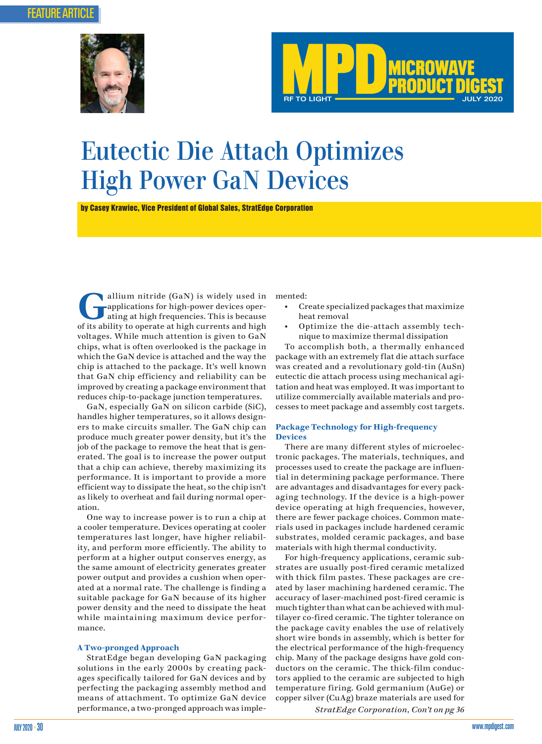FEATURE ARTICLE

# Eutectic Die Attach Optimizes High Power GaN Devices

**by Casey Krawiec, Vice President of Global Sales, StratEdge Corporation**

Gallium nitride (GaN) is widely used in applications for high-power devices operating at high frequencies. This is because of its ability to operate at high currents and high voltages. While much attention is given to GaN chips, what is often overlooked is the package in which the GaN device is attached and the way the chip is attached to the package. It's well known that GaN chip efficiency and reliability can be improved by creating a package environment that reduces chip-to-package junction temperatures.

GaN, especially GaN on silicon carbide (SiC), handles higher temperatures, so it allows designers to make circuits smaller. The GaN chip can produce much greater power density, but it's the job of the package to remove the heat that is generated. The goal is to increase the power output that a chip can achieve, thereby maximizing its performance. It is important to provide a more efficient way to dissipate the heat, so the chip isn't as likely to overheat and fail during normal operation.

One way to increase power is to run a chip at a cooler temperature. Devices operating at cooler temperatures last longer, have higher reliability, and perform more efficiently. The ability to perform at a higher output conserves energy, as the same amount of electricity generates greater power output and provides a cushion when operated at a normal rate. The challenge is finding a suitable package for GaN because of its higher power density and the need to dissipate the heat while maintaining maximum device performance.

### A Two-pronged Approach

StratEdge began developing GaN packaging solutions in the early 2000s by creating packages specifically tailored for GaN devices and by perfecting the packaging assembly method and means of attachment. To optimize GaN device performance, a two-pronged approach was implemented:

- Create specialized packages that maximize heat removal
- Optimize the die-attach assembly technique to maximize thermal dissipation

To accomplish both, a thermally enhanced package with an extremely flat die attach surface was created and a revolutionary gold-tin (AuSn) eutectic die attach process using mechanical agitation and heat was employed. It was important to utilize commercially available materials and processes to meet package and assembly cost targets.

### Package Technology for High-frequency Devices

There are many different styles of microelectronic packages. The materials, techniques, and processes used to create the package are influential in determining package performance. There are advantages and disadvantages for every packaging technology. If the device is a high-power device operating at high frequencies, however, there are fewer package choices. Common materials used in packages include hardened ceramic substrates, molded ceramic packages, and base materials with high thermal conductivity.

For high-frequency applications, ceramic substrates are usually post-fired ceramic metalized with thick film pastes. These packages are created by laser machining hardened ceramic. The accuracy of laser-machined post-fired ceramic is much tighter than what can be achieved with multilayer co-fired ceramic. The tighter tolerance on the package cavity enables the use of relatively short wire bonds in assembly, which is better for the electrical performance of the high-frequency chip. Many of the package designs have gold conductors on the ceramic. The thick-film conductors applied to the ceramic are subjected to high temperature firing. Gold germanium (AuGe) or copper silver (CuAg) braze materials are used for

*StratEdge Corporation, Con't on pg 36*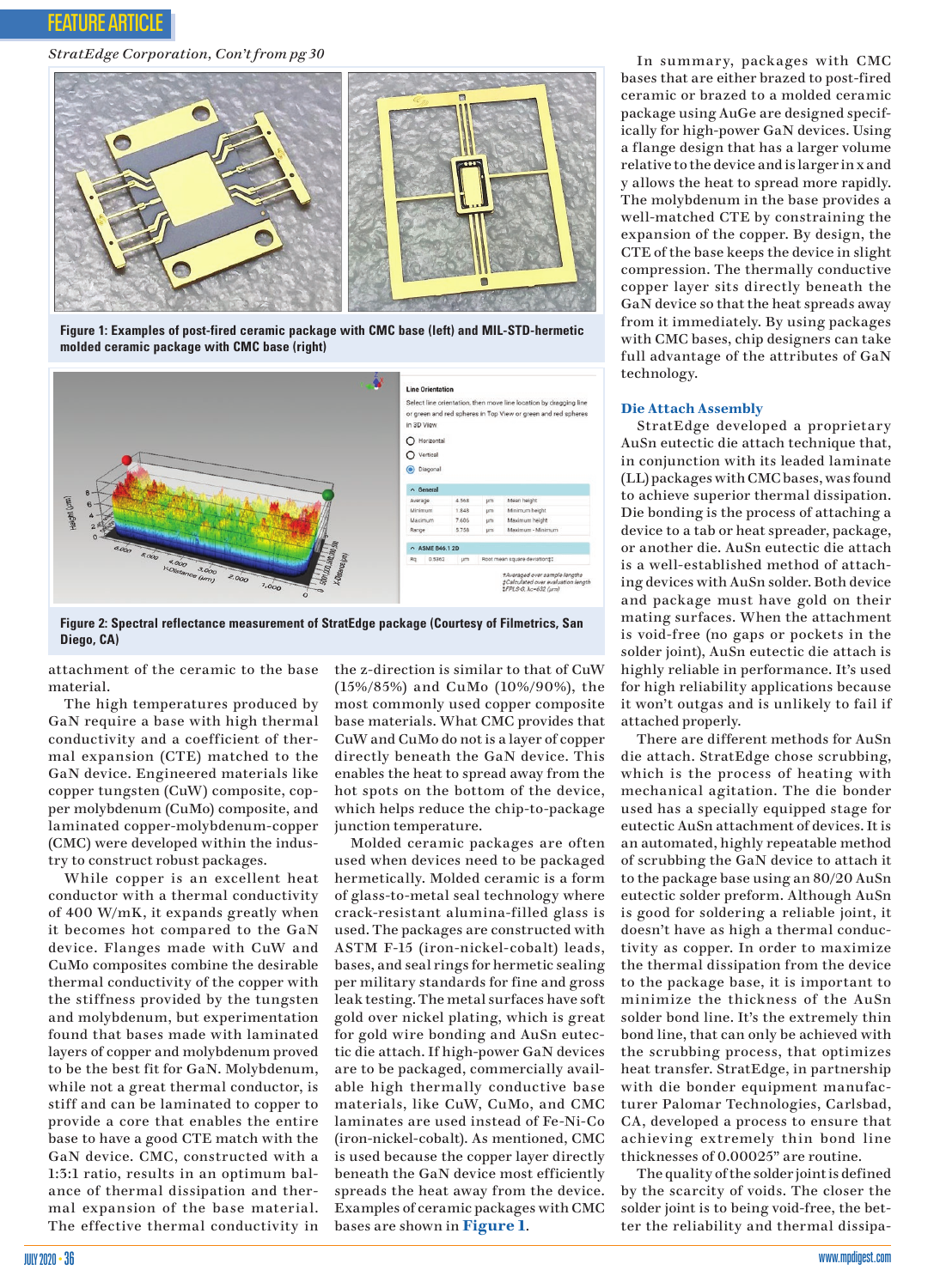*StratEdge Corporation, Con't from pg 30*

Figure 1: Examples of post-fired ceramic package with CMC base (left) and MIL-STD-hermetic molded ceramic package with CMC base (right)

Figure 2: Spectral reflectance measurement of StratEdge package (Courtesy of Filmetrics, San Diego, CA)

attachment of the ceramic to the base material.

The high temperatures produced by GaN require a base with high thermal conductivity and a coefficient of thermal expansion (CTE) matched to the GaN device. Engineered materials like copper tungsten (CuW) composite, copper molybdenum (CuMo) composite, and laminated copper-molybdenum-copper (CMC) were developed within the industry to construct robust packages.

While copper is an excellent heat conductor with a thermal conductivity of 400 W/mK, it expands greatly when it becomes hot compared to the GaN device. Flanges made with CuW and CuMo composites combine the desirable thermal conductivity of the copper with the stiffness provided by the tungsten and molybdenum, but experimentation found that bases made with laminated layers of copper and molybdenum proved to be the best fit for GaN. Molybdenum, while not a great thermal conductor, is stiff and can be laminated to copper to provide a core that enables the entire base to have a good CTE match with the GaN device. CMC, constructed with a 1:3:1 ratio, results in an optimum balance of thermal dissipation and thermal expansion of the base material. The effective thermal conductivity in the z-direction is similar to that of CuW (15%/85%) and CuMo (10%/90%), the most commonly used copper composite base materials. What CMC provides that CuW and CuMo do not is a layer of copper directly beneath the GaN device. This enables the heat to spread away from the hot spots on the bottom of the device, which helps reduce the chip-to-package junction temperature.

Molded ceramic packages are often used when devices need to be packaged hermetically. Molded ceramic is a form of glass-to-metal seal technology where crack-resistant alumina-filled glass is used. The packages are constructed with ASTM F-15 (iron-nickel-cobalt) leads, bases, and seal rings for hermetic sealing per military standards for fine and gross leak testing. The metal surfaces have soft gold over nickel plating, which is great for gold wire bonding and AuSn eutectic die attach. If high-power GaN devices are to be packaged, commercially available high thermally conductive base materials, like CuW, CuMo, and CMC laminates are used instead of Fe-Ni-Co (iron-nickel-cobalt). As mentioned, CMC is used because the copper layer directly beneath the GaN device most efficiently spreads the heat away from the device. Examples of ceramic packages with CMC bases are shown in **Figure 1**.

In summary, packages with CMC bases that are either brazed to post-fired ceramic or brazed to a molded ceramic package using AuGe are designed specifically for high-power GaN devices. Using a flange design that has a larger volume relative to the device and is larger in x and y allows the heat to spread more rapidly. The molybdenum in the base provides a well-matched CTE by constraining the expansion of the copper. By design, the CTE of the base keeps the device in slight compression. The thermally conductive copper layer sits directly beneath the GaN device so that the heat spreads away from it immediately. By using packages with CMC bases, chip designers can take full advantage of the attributes of GaN technology.

## Die Attach Assembly

StratEdge developed a proprietary AuSn eutectic die attach technique that, in conjunction with its leaded laminate (LL) packages with CMC bases, was found to achieve superior thermal dissipation. Die bonding is the process of attaching a device to a tab or heat spreader, package, or another die. AuSn eutectic die attach is a well-established method of attaching devices with AuSn solder. Both device and package must have gold on their mating surfaces. When the attachment is void-free (no gaps or pockets in the solder joint), AuSn eutectic die attach is highly reliable in performance. It's used for high reliability applications because it won't outgas and is unlikely to fail if attached properly.

There are different methods for AuSn die attach. StratEdge chose scrubbing, which is the process of heating with mechanical agitation. The die bonder used has a specially equipped stage for eutectic AuSn attachment of devices. It is an automated, highly repeatable method of scrubbing the GaN device to attach it to the package base using an 80/20 AuSn eutectic solder preform. Although AuSn is good for soldering a reliable joint, it doesn't have as high a thermal conductivity as copper. In order to maximize the thermal dissipation from the device to the package base, it is important to minimize the thickness of the AuSn solder bond line. It's the extremely thin bond line, that can only be achieved with the scrubbing process, that optimizes heat transfer. StratEdge, in partnership with die bonder manufacturer Palomar Technologies, Carlsbad, CA, developed a process to ensure that achieving extremely thin bond line thicknesses of 0.00025" are routine.

The quality of the solder joint is defined by the scarcity of voids. The closer the solder joint is to being void-free, the better the reliability and thermal dissipa-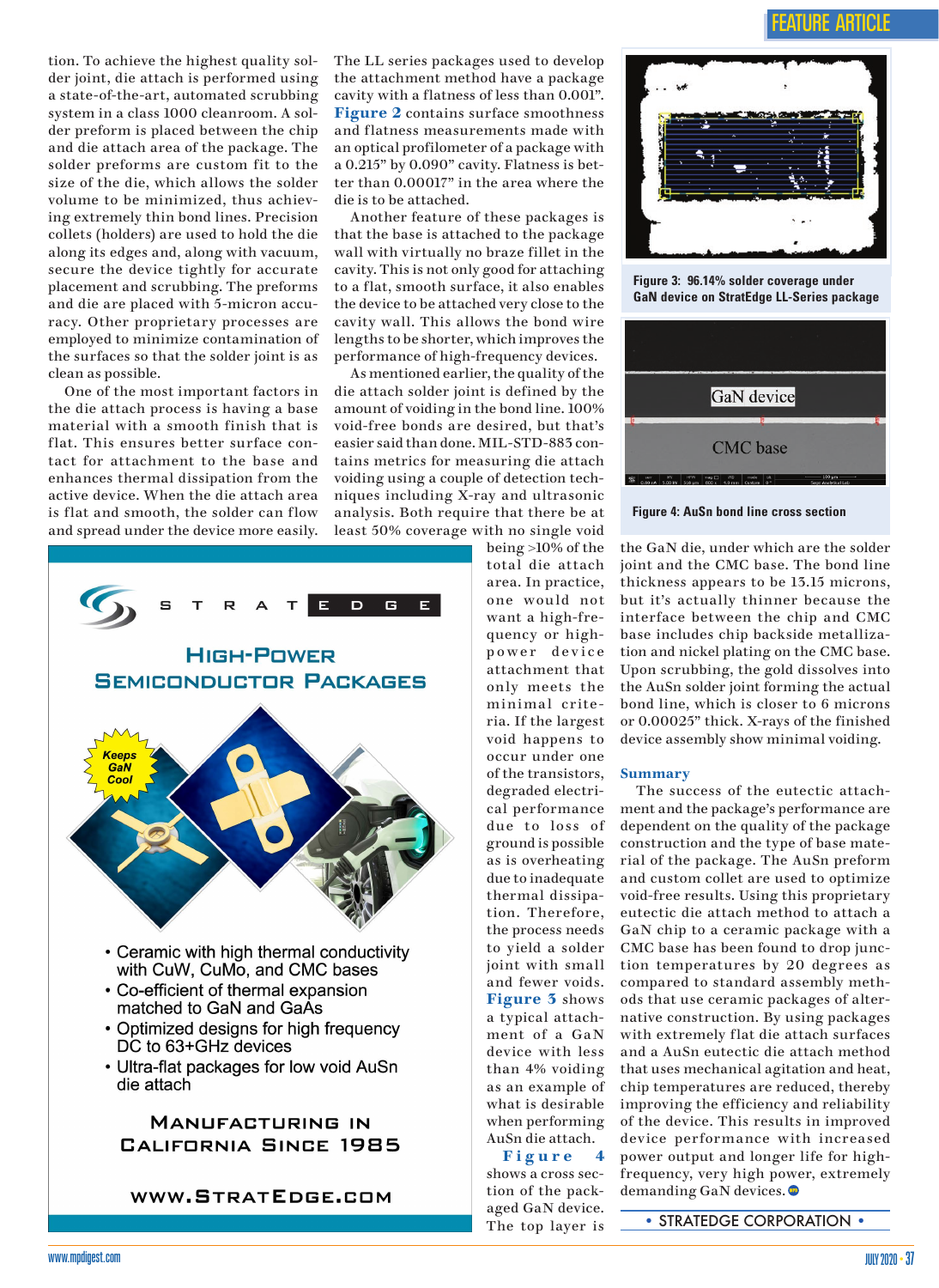tion. To achieve the highest quality solder joint, die attach is performed using a state-of-the-art, automated scrubbing system in a class 1000 cleanroom. A solder preform is placed between the chip and the die attach area of the package. The solder preforms are custom fit to the size of the die, which allows the solder volume to be minimized, thus achieving extremely thin bond lines. Precision collets (holders) are used to hold the die along its edges and, along with vacuum, secure the device tightly for accurate placement and scrubbing. The preforms and die are placed with 5-micron accuracy. Other proprietary processes are employed to minimize contamination of the surfaces so that the solder joint is as clean as possible.

One of the most important factors in the die attach process is having a base material with a smooth finish that is flat. This ensures better surface contact for attachment to the base and enhances thermal dissipation from the active device. When the die attach area is flat and smooth, the solder can flow and spread under the device more easily.

The LL series packages used to develop the attachment method have a package cavity with a flatness of less than 0.001". **Figure 2** contains surface smoothness and flatness measurements made with an optical profilometer of a package with a 0.215" by 0.090" cavity. Flatness is better than 0.00017" in the area where the die is to be attached.

Another feature of these packages is that the base is attached to the package wall with virtually no braze fillet in the cavity. This is not only good for attaching to a flat, smooth surface, it also enables the device to be attached very close to the cavity wall. This allows the bond wire lengths to be shorter, which improves the performance of high-frequency devices.

As mentioned earlier, the quality of the die attach solder joint is defined by the amount of voiding in the bond line. 100% void-free bonds are desired, but that's easier said than done. MIL-STD-883 contains metrics for measuring die attach voiding using a couple of detection techniques including X-ray and ultrasonic analysis. Both require that there be at least 50% coverage with no single void being >10% of the total die attach area. In practice, one would not want a high-frequency or high-power device attachment that only meets the minimal criteria. If the largest void happens to occur under one of the transistors, degraded electrical performance due to loss of ground is possible as is overheating due to inadequate thermal dissipation. Therefore, the process needs to yield a solder joint with small and fewer voids. **Figure 3** shows a typical attachment of a GaN device with less than 4% voiding as an example of what is desirable when performing AuSn die attach. **Figure 4** shows a cross section of the packaged GaN device. The top layer is the GaN die, under which are the solder joint and the CMC base. The bond line thickness appears to be 13.15 microns, but it's actually thinner because the interface between the chip and CMC base includes chip backside metallization and nickel plating on the CMC base. Upon scrubbing, the gold dissolves into the AuSn solder joint forming the actual bond line, which is closer to 6 microns or 0.00025" thick. X-rays of the finished device assembly show minimal voiding.

Figure 3: 96.14% solder coverage under GaN device on StratEdge LL-Series package

GaN device

CMC base

Figure 4: AuSn bond line cross section

STRATEDGE

HIGH-POWER SEMICONDUCTOR PACKAGES

Keeps GaN Cool

- Ceramic with high thermal conductivity with CuW, CuMo, and CMC bases
- Co-efficient of thermal expansion matched to GaN and GaAs
- Optimized designs for high frequency DC to 63+GHz devices
- Ultra-flat packages for low void AuSn die attach

MANUFACTURING IN CALIFORNIA SINCE 1985

WWW.STRATEDGE.COM

## Summary

The success of the eutectic attachment and the package's performance are dependent on the quality of the package construction and the type of base material of the package. The AuSn preform and custom collet are used to optimize void-free results. Using this proprietary eutectic die attach method to attach a GaN chip to a ceramic package with a CMC base has been found to drop junction temperatures by 20 degrees as compared to standard assembly methods that use ceramic packages of alternative construction. By using packages with extremely flat die attach surfaces and a AuSn eutectic die attach method that uses mechanical agitation and heat, chip temperatures are reduced, thereby improving the efficiency and reliability of the device. This results in improved device performance with increased power output and longer life for high-frequency, very high power, extremely demanding GaN devices.

• STRATEDGE CORPORATION •